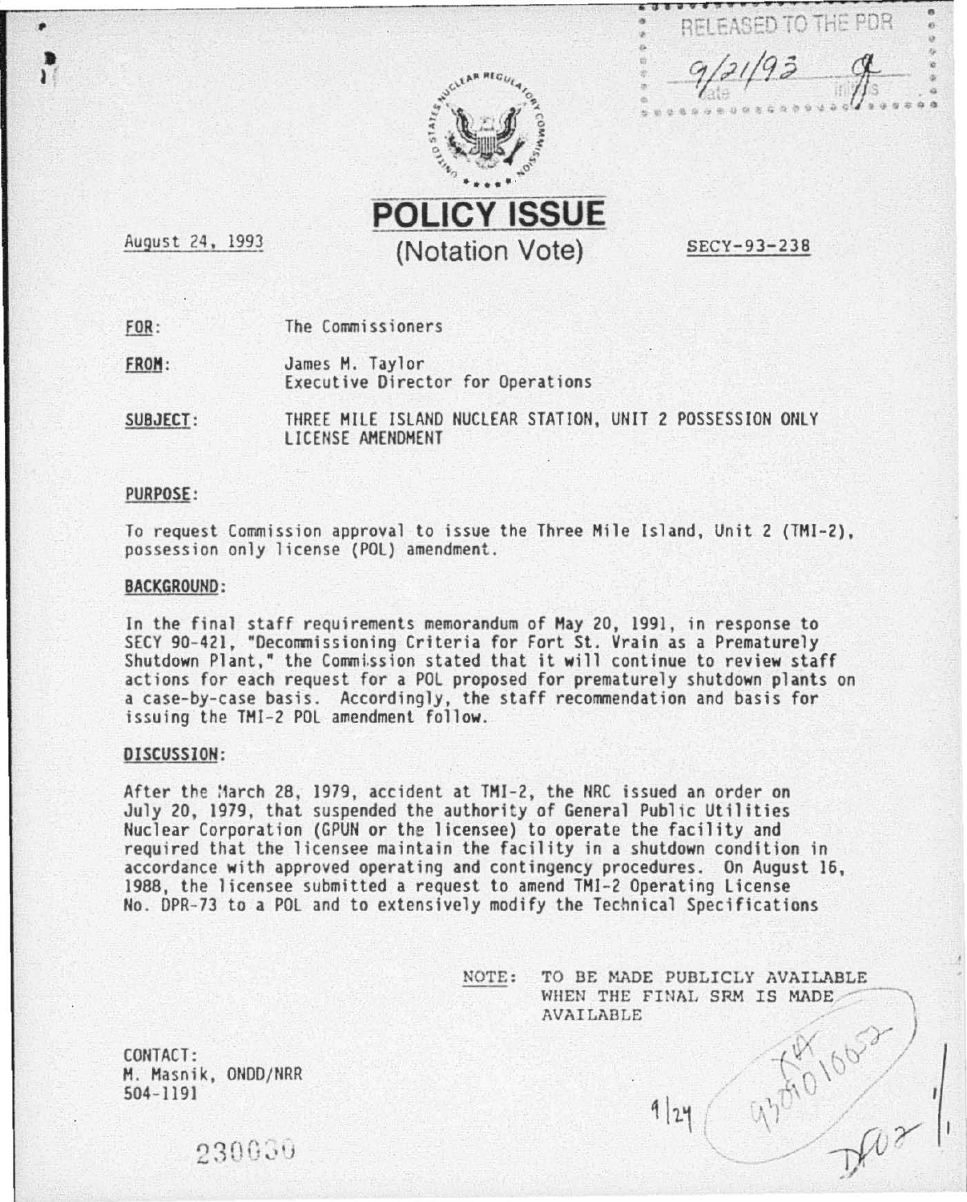RELEASED TO THE PDR

9/21/93

# POLICY ISSUE

## (Notation Vote)

August 24, 1993

SECY-93-238

**FOR:** The Commissioners

**FROM:** James M. Taylor
Executive Director for Operations

**SUBJECT:** THREE MILE ISLAND NUCLEAR STATION, UNIT 2 POSSESSION ONLY LICENSE AMENDMENT

**PURPOSE:**

To request Commission approval to issue the Three Mile Island, Unit 2 (TMI-2), possession only license (POL) amendment.

**BACKGROUND:**

In the final staff requirements memorandum of May 20, 1991, in response to SECY 90-421, "Decommissioning Criteria for Fort St. Vrain as a Prematurely Shutdown Plant," the Commission stated that it will continue to review staff actions for each request for a POL proposed for prematurely shutdown plants on a case-by-case basis. Accordingly, the staff recommendation and basis for issuing the TMI-2 POL amendment follow.

**DISCUSSION:**

After the March 28, 1979, accident at TMI-2, the NRC issued an order on July 20, 1979, that suspended the authority of General Public Utilities Nuclear Corporation (GPUN or the licensee) to operate the facility and required that the licensee maintain the facility in a shutdown condition in accordance with approved operating and contingency procedures. On August 16, 1988, the licensee submitted a request to amend TMI-2 Operating License No. DPR-73 to a POL and to extensively modify the Technical Specifications

NOTE: TO BE MADE PUBLICLY AVAILABLE WHEN THE FINAL SRM IS MADE AVAILABLE

CONTACT:
M. Masnik, ONDD/NRR
504-1191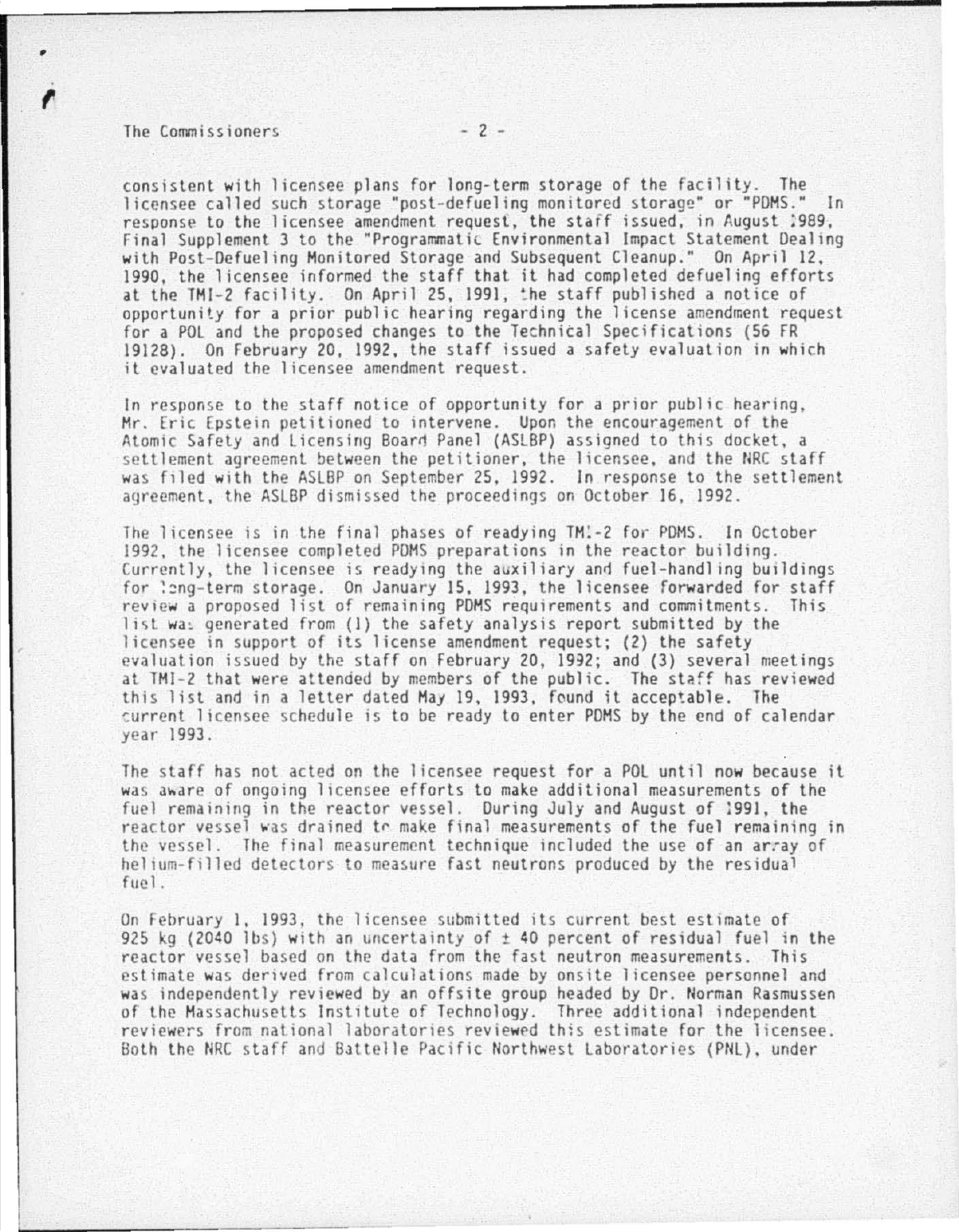consistent with licensee plans for long-term storage of the facility. The licensee called such storage "post-defueling monitored storage" or "PDMS." In response to the licensee amendment request, the staff issued, in August 1989, Final Supplement 3 to the "Programmatic Environmental Impact Statement Dealing with Post-Defueling Monitored Storage and Subsequent Cleanup." On April 12, 1990, the licensee informed the staff that it had completed defueling efforts at the TMI-2 facility. On April 25, 1991, the staff published a notice of opportunity for a prior public hearing regarding the license amendment request for a POL and the proposed changes to the Technical Specifications (56 FR 19128). On February 20, 1992, the staff issued a safety evaluation in which it evaluated the licensee amendment request.

In response to the staff notice of opportunity for a prior public hearing, Mr. Eric Epstein petitioned to intervene. Upon the encouragement of the Atomic Safety and Licensing Board Panel (ASLBP) assigned to this docket, a settlement agreement between the petitioner, the licensee, and the NRC staff was filed with the ASLBP on September 25, 1992. In response to the settlement agreement, the ASLBP dismissed the proceedings on October 16, 1992.

The licensee is in the final phases of readying TMI-2 for PDMS. In October 1992, the licensee completed PDMS preparations in the reactor building. Currently, the licensee is readying the auxiliary and fuel-handling buildings for long-term storage. On January 15, 1993, the licensee forwarded for staff review a proposed list of remaining PDMS requirements and commitments. This list was generated from (1) the safety analysis report submitted by the licensee in support of its license amendment request; (2) the safety evaluation issued by the staff on February 20, 1992; and (3) several meetings at TMI-2 that were attended by members of the public. The staff has reviewed this list and in a letter dated May 19, 1993, found it acceptable. The current licensee schedule is to be ready to enter PDMS by the end of calendar year 1993.

The staff has not acted on the licensee request for a POL until now because it was aware of ongoing licensee efforts to make additional measurements of the fuel remaining in the reactor vessel. During July and August of 1991, the reactor vessel was drained to make final measurements of the fuel remaining in the vessel. The final measurement technique included the use of an array of helium-filled detectors to measure fast neutrons produced by the residual fuel.

On February 1, 1993, the licensee submitted its current best estimate of 925 kg (2040 lbs) with an uncertainty of ± 40 percent of residual fuel in the reactor vessel based on the data from the fast neutron measurements. This estimate was derived from calculations made by onsite licensee personnel and was independently reviewed by an offsite group headed by Dr. Norman Rasmussen of the Massachusetts Institute of Technology. Three additional independent reviewers from national laboratories reviewed this estimate for the licensee. Both the NRC staff and Battelle Pacific Northwest Laboratories (PNL), under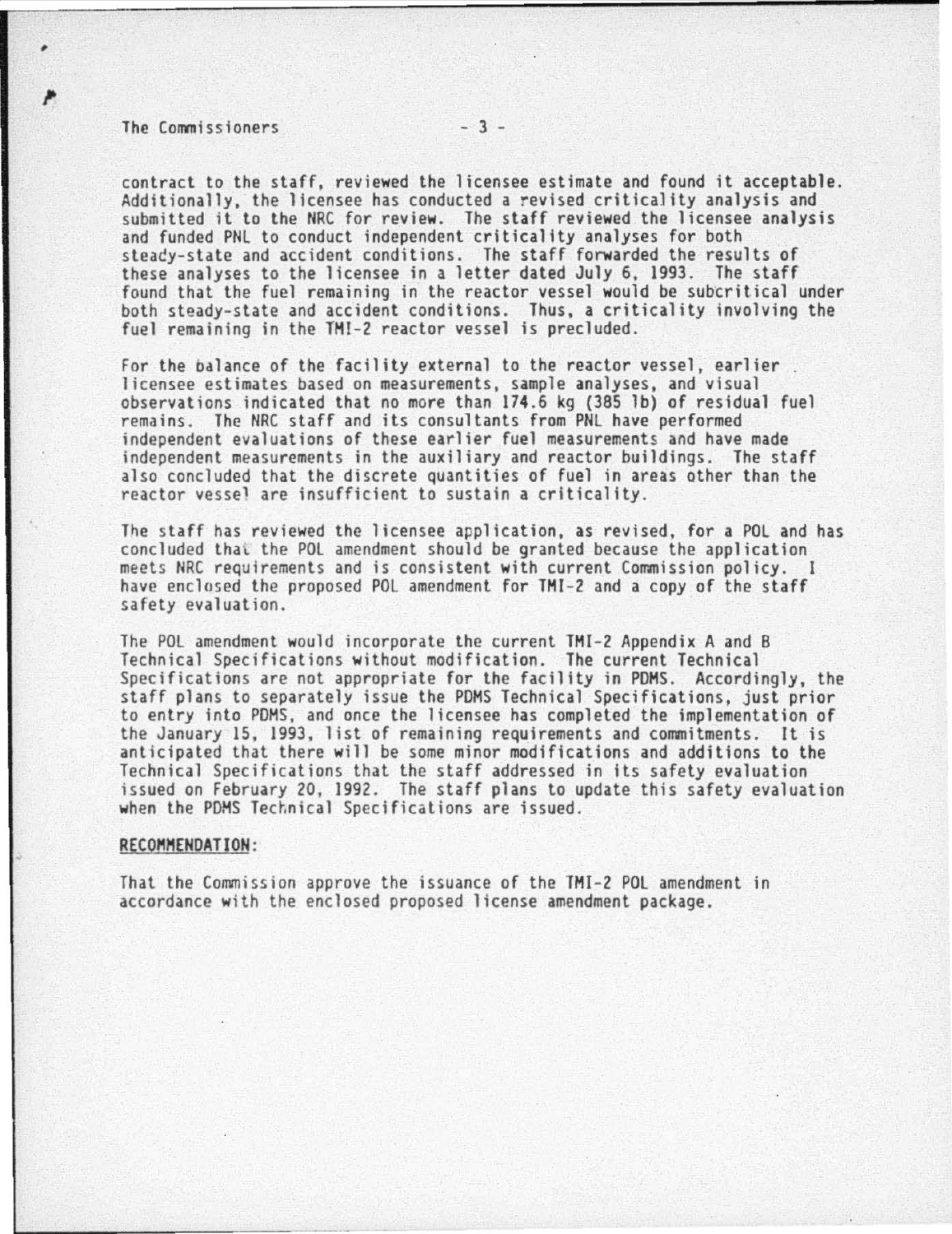contract to the staff, reviewed the licensee estimate and found it acceptable. Additionally, the licensee has conducted a revised criticality analysis and submitted it to the NRC for review. The staff reviewed the licensee analysis and funded PNL to conduct independent criticality analyses for both steady-state and accident conditions. The staff forwarded the results of these analyses to the licensee in a letter dated July 6, 1993. The staff found that the fuel remaining in the reactor vessel would be subcritical under both steady-state and accident conditions. Thus, a criticality involving the fuel remaining in the TMI-2 reactor vessel is precluded.

For the balance of the facility external to the reactor vessel, earlier licensee estimates based on measurements, sample analyses, and visual observations indicated that no more than 174.6 kg (385 lb) of residual fuel remains. The NRC staff and its consultants from PNL have performed independent evaluations of these earlier fuel measurements and have made independent measurements in the auxiliary and reactor buildings. The staff also concluded that the discrete quantities of fuel in areas other than the reactor vessel are insufficient to sustain a criticality.

The staff has reviewed the licensee application, as revised, for a POL and has concluded that the POL amendment should be granted because the application meets NRC requirements and is consistent with current Commission policy. I have enclosed the proposed POL amendment for TMI-2 and a copy of the staff safety evaluation.

The POL amendment would incorporate the current TMI-2 Appendix A and B Technical Specifications without modification. The current Technical Specifications are not appropriate for the facility in PDMS. Accordingly, the staff plans to separately issue the PDMS Technical Specifications, just prior to entry into PDMS, and once the licensee has completed the implementation of the January 15, 1993, list of remaining requirements and commitments. It is anticipated that there will be some minor modifications and additions to the Technical Specifications that the staff addressed in its safety evaluation issued on February 20, 1992. The staff plans to update this safety evaluation when the PDMS Technical Specifications are issued.

**RECOMMENDATION:**

That the Commission approve the issuance of the TMI-2 POL amendment in accordance with the enclosed proposed license amendment package.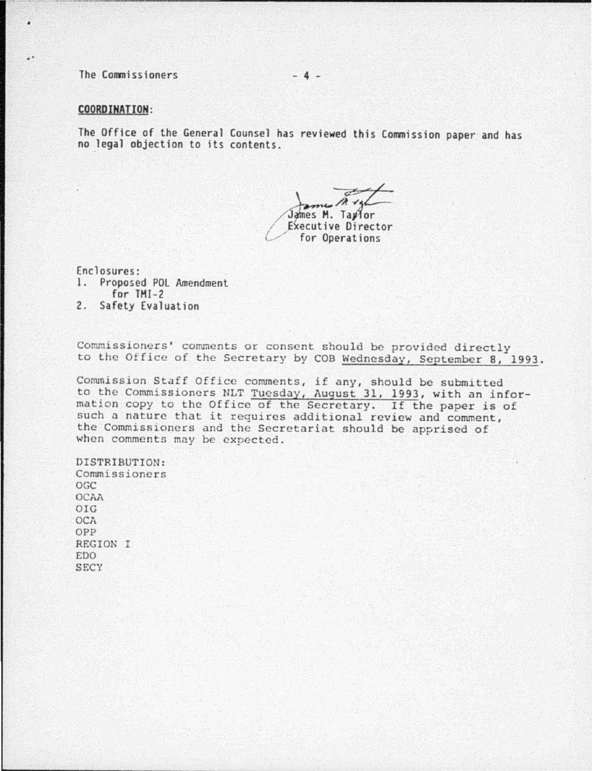**COORDINATION**:

The Office of the General Counsel has reviewed this Commission paper and has no legal objection to its contents.

James M. Taylor
Executive Director
for Operations

Enclosures:
1. Proposed POL Amendment for TMI-2
2. Safety Evaluation

Commissioners' comments or consent should be provided directly to the Office of the Secretary by COB Wednesday, September 8, 1993.

Commission Staff Office comments, if any, should be submitted to the Commissioners NLT Tuesday, August 31, 1993, with an information copy to the Office of the Secretary. If the paper is of such a nature that it requires additional review and comment, the Commissioners and the Secretariat should be apprised of when comments may be expected.

DISTRIBUTION:
Commissioners
OGC
OCAA
OIG
OCA
OPP
REGION I
EDO
SECY